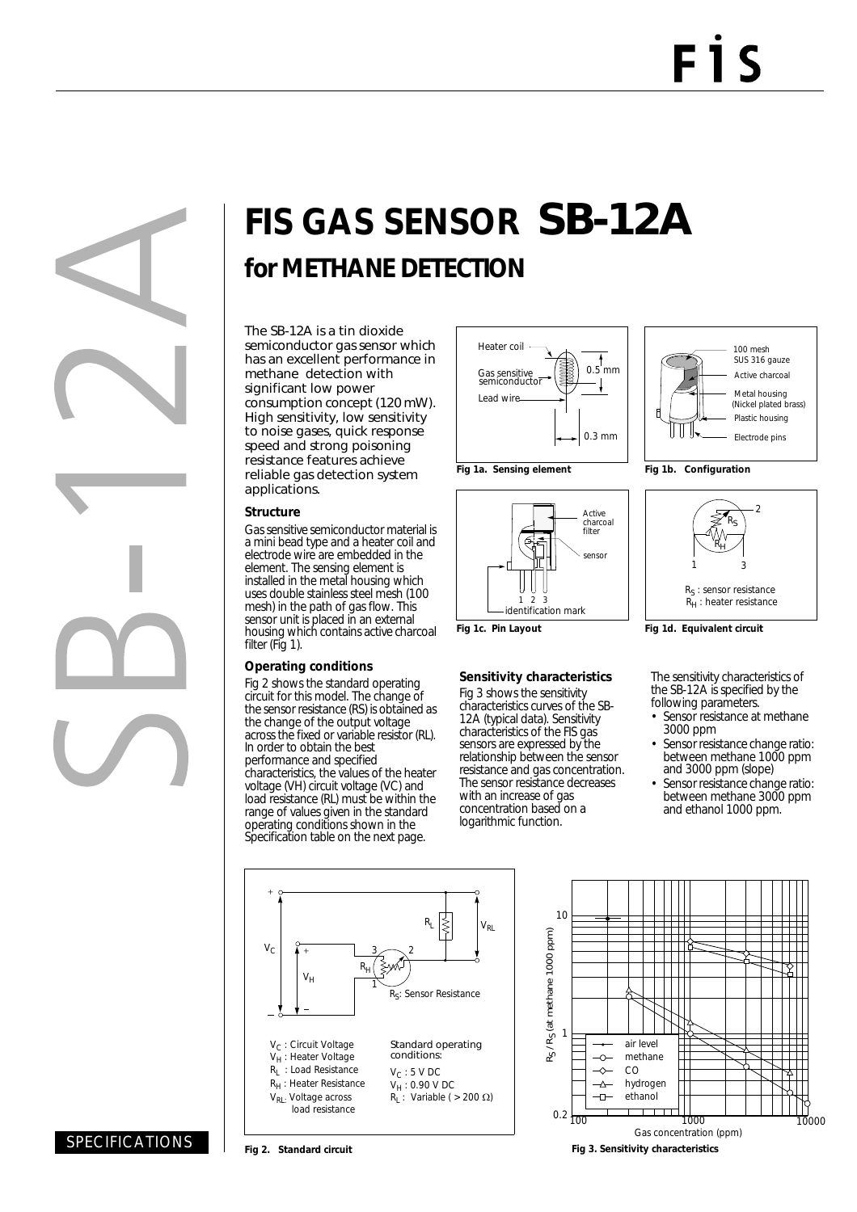# FIS GAS SENSOR SB-12A

## for METHANE DETECTION

The SB-12A is a tin dioxide semiconductor gas sensor which has an excellent performance in methane detection with significant low power consumption concept (120 mW). High sensitivity, low sensitivity to noise gases, quick response speed and strong poisoning resistance features achieve reliable gas detection system applications.

### Structure

Gas sensitive semiconductor material is a mini bead type and a heater coil and electrode wire are embedded in the element. The sensing element is installed in the metal housing which uses double stainless steel mesh (100 mesh) in the path of gas flow. This sensor unit is placed in an external housing which contains active charcoal filter (Fig 1).

### Operating conditions

Fig 2 shows the standard operating circuit for this model. The change of the sensor resistance (RS) is obtained as the change of the output voltage across the fixed or variable resistor (RL). In order to obtain the best performance and specified characteristics, the values of the heater voltage (VH) circuit voltage (VC) and load resistance (RL) must be within the range of values given in the standard operating conditions shown in the Specification table on the next page.

**Fig 1a. Sensing element**

**Fig 1b. Configuration**

**Fig 1c. Pin Layout**

**Fig 1d. Equivalent circuit**

### Sensitivity characteristics

Fig 3 shows the sensitivity characteristics curves of the SB-12A (typical data). Sensitivity characteristics of the FIS gas sensors are expressed by the relationship between the sensor resistance and gas concentration. The sensor resistance decreases with an increase of gas concentration based on a logarithmic function.

The sensitivity characteristics of the SB-12A is specified by the following parameters.

- Sensor resistance at methane 3000 ppm
- Sensor resistance change ratio: between methane 1000 ppm and 3000 ppm (slope)
- Sensor resistance change ratio: between methane 3000 ppm and ethanol 1000 ppm.

$V_C$ : Circuit Voltage
$V_H$ : Heater Voltage
$R_L$ : Load Resistance
$R_H$ : Heater Resistance
$V_{RL}$: Voltage across load resistance

Standard operating conditions:
$V_C$ : 5 V DC
$V_H$ : 0.90 V DC
$R_L$ : Variable ( > 200 Ω)

**Fig 2. Standard circuit**

**Fig 3. Sensitivity characteristics**

SPECIFICATIONS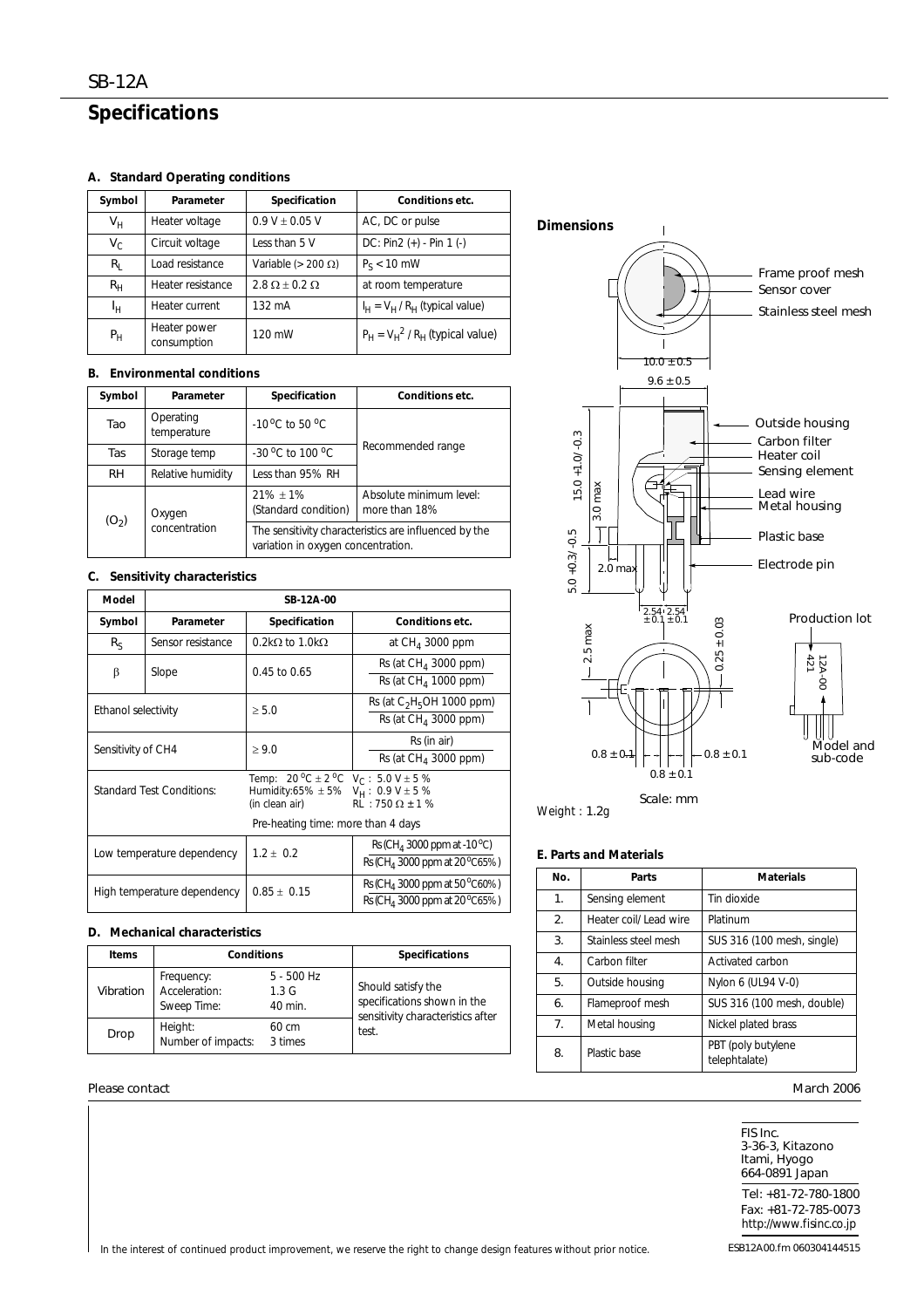# SB-12A

## Specifications

### A. Standard Operating conditions

| Symbol | Parameter | Specification | Conditions etc. |
|---|---|---|---|
| $V_H$ | Heater voltage | 0.9 V ± 0.05 V | AC, DC or pulse |
| $V_C$ | Circuit voltage | Less than 5 V | DC: Pin2 (+) - Pin 1 (-) |
| $R_L$ | Load resistance | Variable (> 200 Ω) | $P_S$ < 10 mW |
| $R_H$ | Heater resistance | 2.8 Ω ± 0.2 Ω | at room temperature |
| $I_H$ | Heater current | 132 mA | $I_H = V_H / R_H$ (typical value) |
| $P_H$ | Heater power consumption | 120 mW | $P_H = V_H^2 / R_H$ (typical value) |

### B. Environmental conditions

| Symbol | Parameter | Specification | Conditions etc. |
|---|---|---|---|
| Tao | Operating temperature | -10 °C to 50 °C | Recommended range |
| Tas | Storage temp | -30 °C to 100 °C | Recommended range |
| RH | Relative humidity | Less than 95% RH | Recommended range |
| ($O_2$) | Oxygen concentration | 21% ± 1% (Standard condition) | Absolute minimum level: more than 18% |
| | | The sensitivity characteristics are influenced by the variation in oxygen concentration. | |

### C. Sensitivity characteristics

| Model | SB-12A-00 | | |
|---|---|---|---|
| Symbol | Parameter | Specification | Conditions etc. |
| $R_S$ | Sensor resistance | 0.2kΩ to 1.0kΩ | at $CH_4$ 3000 ppm |
| β | Slope | 0.45 to 0.65 | Rs (at $CH_4$ 3000 ppm) / Rs (at $CH_4$ 1000 ppm) |
| Ethanol selectivity | | ≥ 5.0 | Rs (at $C_2H_5OH$ 1000 ppm) / Rs (at $CH_4$ 3000 ppm) |
| Sensitivity of CH4 | | ≥ 9.0 | Rs (in air) / Rs (at $CH_4$ 3000 ppm) |
| Standard Test Conditions: | | Temp: 20 °C ± 2 °C; Humidity: 65% ± 5% (in clean air); $V_C$ : 5.0 V ± 5 %; $V_H$ : 0.9 V ± 5 %; RL : 750 Ω ± 1 %; Pre-heating time: more than 4 days | |
| Low temperature dependency | | 1.2 ± 0.2 | Rs($CH_4$ 3000 ppm at -10°C) / Rs($CH_4$ 3000 ppm at 20°C65%) |
| High temperature dependency | | 0.85 ± 0.15 | Rs($CH_4$ 3000 ppm at 50°C60%) / Rs($CH_4$ 3000 ppm at 20°C65%) |

### D. Mechanical characteristics

| Items | Conditions | Specifications |
|---|---|---|
| Vibration | Frequency: 5 - 500 Hz; Acceleration: 1.3 G; Sweep Time: 40 min. | Should satisfy the specifications shown in the sensitivity characteristics after test. |
| Drop | Height: 60 cm; Number of impacts: 3 times | Should satisfy the specifications shown in the sensitivity characteristics after test. |

### Dimensions

Frame proof mesh
Sensor cover
Stainless steel mesh
10.0 ± 0.5
9.6 ± 0.5
Outside housing
Carbon filter
Heater coil
Sensing element
Lead wire
Metal housing
Plastic base
Electrode pin
15.0 +1.0/ -0.3
3.0 max
5.0 +0.3/ -0.5
2.0 max
2.54 ± 0.1
2.54 ± 0.1
2.5 max
0.25 ± 0.03
0.8 ± 0.1
0.8 ± 0.1
0.8 ± 0.1
Production lot
12A-00
421
Model and sub-code
Scale: mm

Weight : 1.2g

### E. Parts and Materials

| No. | Parts | Materials |
|---|---|---|
| 1. | Sensing element | Tin dioxide |
| 2. | Heater coil/ Lead wire | Platinum |
| 3. | Stainless steel mesh | SUS 316 (100 mesh, single) |
| 4. | Carbon filter | Activated carbon |
| 5. | Outside housing | Nylon 6 (UL94 V-0) |
| 6. | Flameproof mesh | SUS 316 (100 mesh, double) |
| 7. | Metal housing | Nickel plated brass |
| 8. | Plastic base | PBT (poly butylene telephtalate) |

Please contact

March 2006

FIS Inc.
3-36-3, Kitazono
Itami, Hyogo
664-0891 Japan
Tel: +81-72-780-1800
Fax: +81-72-785-0073
http://www.fisinc.co.jp

In the interest of continued product improvement, we reserve the right to change design features without prior notice.

ESB12A00.fm 060304144515